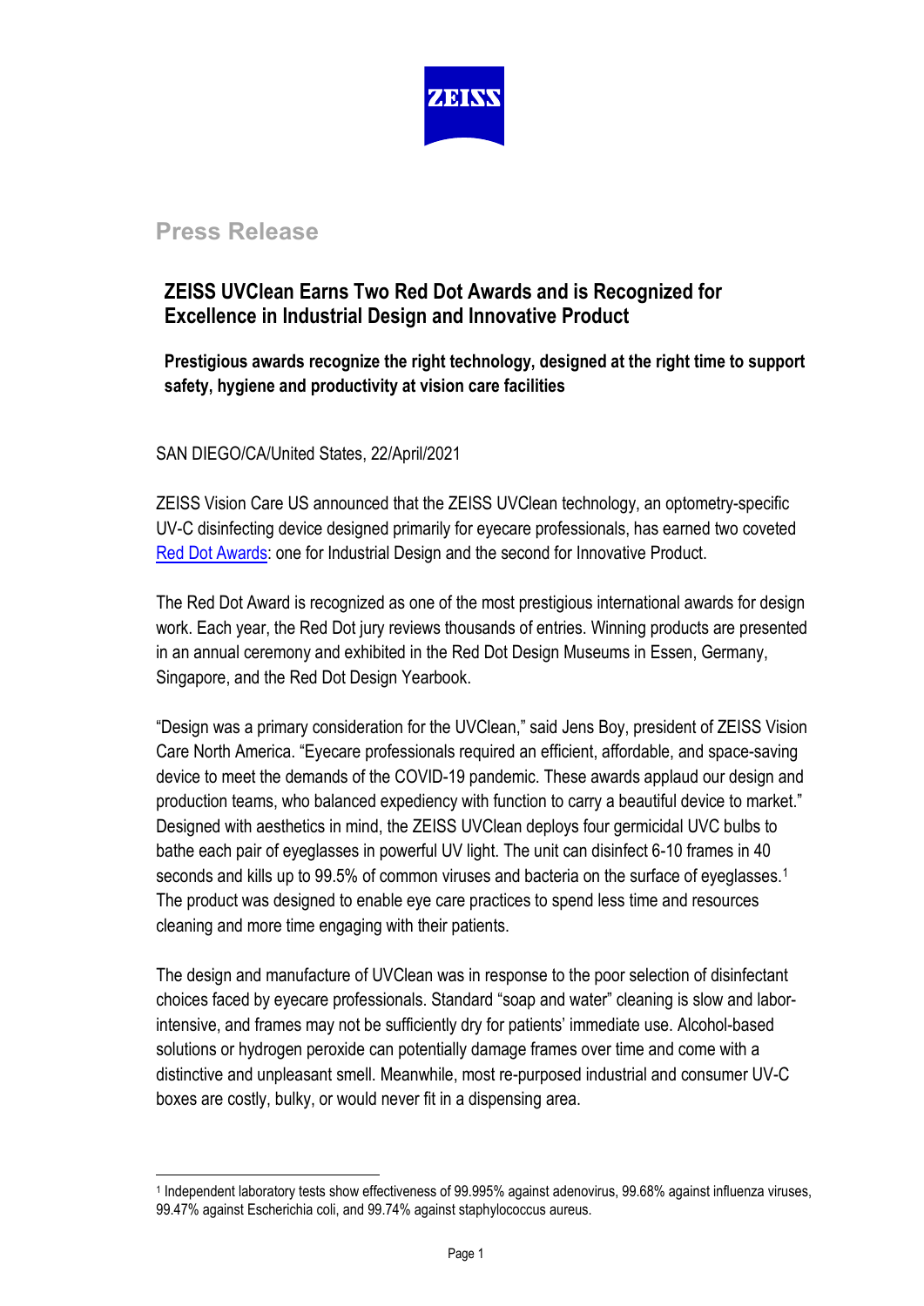ZEISS

## Press Release

# ZEISS UVClean Earns Two Red Dot Awards and is Recognized for Excellence in Industrial Design and Innovative Product

**Prestigious awards recognize the right technology, designed at the right time to support safety, hygiene and productivity at vision care facilities**

SAN DIEGO/CA/United States, 22/April/2021

ZEISS Vision Care US announced that the ZEISS UVClean technology, an optometry-specific UV-C disinfecting device designed primarily for eyecare professionals, has earned two coveted Red Dot Awards: one for Industrial Design and the second for Innovative Product.

The Red Dot Award is recognized as one of the most prestigious international awards for design work. Each year, the Red Dot jury reviews thousands of entries. Winning products are presented in an annual ceremony and exhibited in the Red Dot Design Museums in Essen, Germany, Singapore, and the Red Dot Design Yearbook.

"Design was a primary consideration for the UVClean," said Jens Boy, president of ZEISS Vision Care North America. "Eyecare professionals required an efficient, affordable, and space-saving device to meet the demands of the COVID-19 pandemic. These awards applaud our design and production teams, who balanced expediency with function to carry a beautiful device to market." Designed with aesthetics in mind, the ZEISS UVClean deploys four germicidal UVC bulbs to bathe each pair of eyeglasses in powerful UV light. The unit can disinfect 6-10 frames in 40 seconds and kills up to 99.5% of common viruses and bacteria on the surface of eyeglasses.[1] The product was designed to enable eye care practices to spend less time and resources cleaning and more time engaging with their patients.

The design and manufacture of UVClean was in response to the poor selection of disinfectant choices faced by eyecare professionals. Standard "soap and water" cleaning is slow and labor-intensive, and frames may not be sufficiently dry for patients' immediate use. Alcohol-based solutions or hydrogen peroxide can potentially damage frames over time and come with a distinctive and unpleasant smell. Meanwhile, most re-purposed industrial and consumer UV-C boxes are costly, bulky, or would never fit in a dispensing area.

---

[1] Independent laboratory tests show effectiveness of 99.995% against adenovirus, 99.68% against influenza viruses, 99.47% against Escherichia coli, and 99.74% against staphylococcus aureus.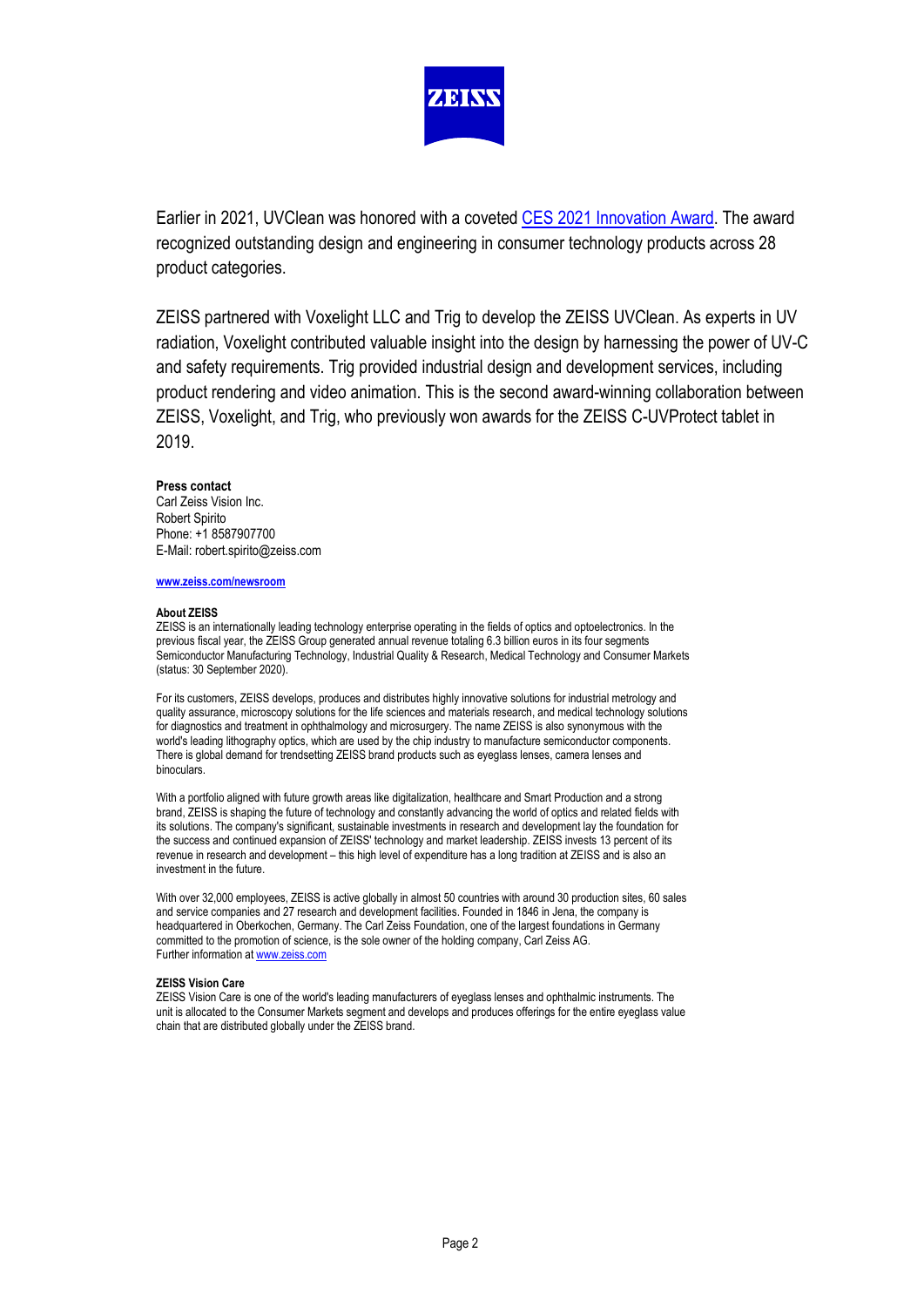Earlier in 2021, UVClean was honored with a coveted CES 2021 Innovation Award. The award recognized outstanding design and engineering in consumer technology products across 28 product categories.

ZEISS partnered with Voxelight LLC and Trig to develop the ZEISS UVClean. As experts in UV radiation, Voxelight contributed valuable insight into the design by harnessing the power of UV-C and safety requirements. Trig provided industrial design and development services, including product rendering and video animation. This is the second award-winning collaboration between ZEISS, Voxelight, and Trig, who previously won awards for the ZEISS C-UVProtect tablet in 2019.

**Press contact**
Carl Zeiss Vision Inc.
Robert Spirito
Phone: +1 8587907700
E-Mail: robert.spirito@zeiss.com

**www.zeiss.com/newsroom**

**About ZEISS**
ZEISS is an internationally leading technology enterprise operating in the fields of optics and optoelectronics. In the previous fiscal year, the ZEISS Group generated annual revenue totaling 6.3 billion euros in its four segments Semiconductor Manufacturing Technology, Industrial Quality & Research, Medical Technology and Consumer Markets (status: 30 September 2020).

For its customers, ZEISS develops, produces and distributes highly innovative solutions for industrial metrology and quality assurance, microscopy solutions for the life sciences and materials research, and medical technology solutions for diagnostics and treatment in ophthalmology and microsurgery. The name ZEISS is also synonymous with the world's leading lithography optics, which are used by the chip industry to manufacture semiconductor components. There is global demand for trendsetting ZEISS brand products such as eyeglass lenses, camera lenses and binoculars.

With a portfolio aligned with future growth areas like digitalization, healthcare and Smart Production and a strong brand, ZEISS is shaping the future of technology and constantly advancing the world of optics and related fields with its solutions. The company's significant, sustainable investments in research and development lay the foundation for the success and continued expansion of ZEISS' technology and market leadership. ZEISS invests 13 percent of its revenue in research and development – this high level of expenditure has a long tradition at ZEISS and is also an investment in the future.

With over 32,000 employees, ZEISS is active globally in almost 50 countries with around 30 production sites, 60 sales and service companies and 27 research and development facilities. Founded in 1846 in Jena, the company is headquartered in Oberkochen, Germany. The Carl Zeiss Foundation, one of the largest foundations in Germany committed to the promotion of science, is the sole owner of the holding company, Carl Zeiss AG.
Further information at www.zeiss.com

**ZEISS Vision Care**
ZEISS Vision Care is one of the world's leading manufacturers of eyeglass lenses and ophthalmic instruments. The unit is allocated to the Consumer Markets segment and develops and produces offerings for the entire eyeglass value chain that are distributed globally under the ZEISS brand.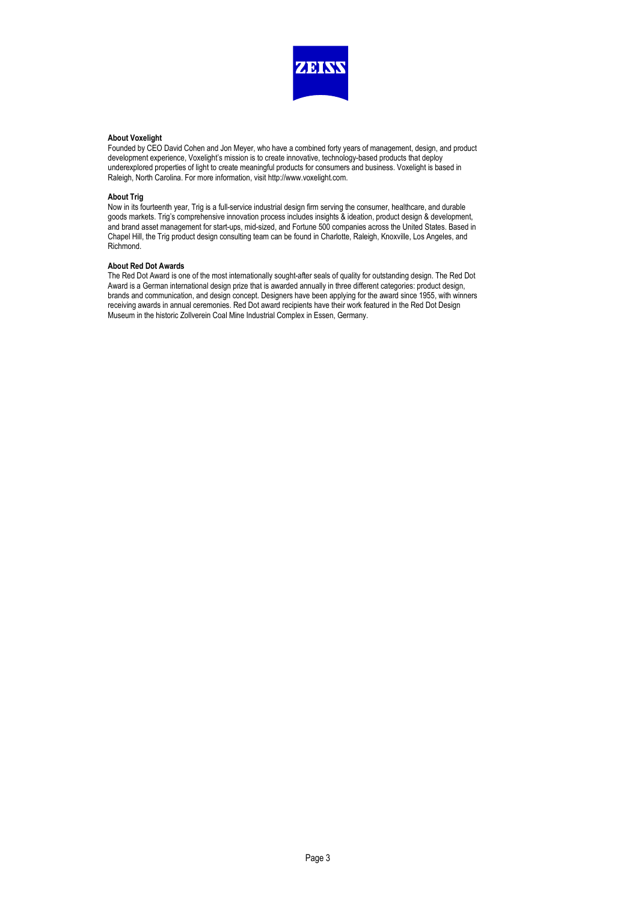**About Voxelight**

Founded by CEO David Cohen and Jon Meyer, who have a combined forty years of management, design, and product development experience, Voxelight's mission is to create innovative, technology-based products that deploy underexplored properties of light to create meaningful products for consumers and business. Voxelight is based in Raleigh, North Carolina. For more information, visit http://www.voxelight.com.

**About Trig**

Now in its fourteenth year, Trig is a full-service industrial design firm serving the consumer, healthcare, and durable goods markets. Trig's comprehensive innovation process includes insights & ideation, product design & development, and brand asset management for start-ups, mid-sized, and Fortune 500 companies across the United States. Based in Chapel Hill, the Trig product design consulting team can be found in Charlotte, Raleigh, Knoxville, Los Angeles, and Richmond.

**About Red Dot Awards**

The Red Dot Award is one of the most internationally sought-after seals of quality for outstanding design. The Red Dot Award is a German international design prize that is awarded annually in three different categories: product design, brands and communication, and design concept. Designers have been applying for the award since 1955, with winners receiving awards in annual ceremonies. Red Dot award recipients have their work featured in the Red Dot Design Museum in the historic Zollverein Coal Mine Industrial Complex in Essen, Germany.